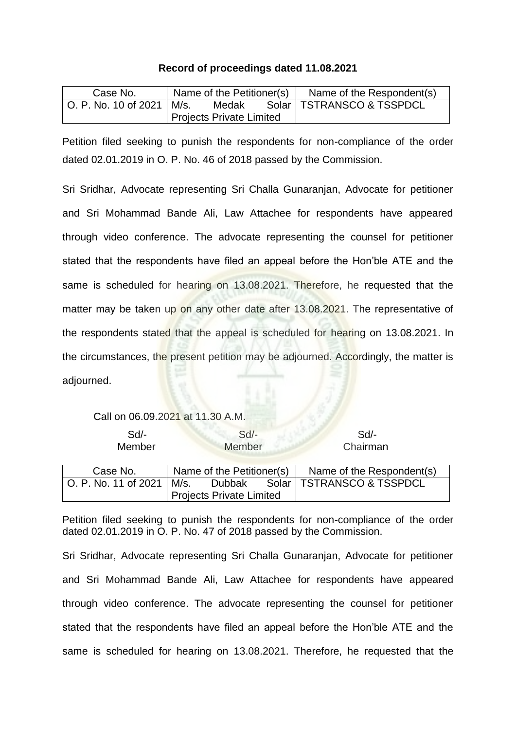**Record of proceedings dated 11.08.2021**

| Case No. | Name of the Petitioner(s) | Name of the Respondent(s) |
|---|---|---|
| O. P. No. 10 of 2021 | M/s. Medak Solar Projects Private Limited | TSTRANSCO & TSSPDCL |

Petition filed seeking to punish the respondents for non-compliance of the order dated 02.01.2019 in O. P. No. 46 of 2018 passed by the Commission.

Sri Sridhar, Advocate representing Sri Challa Gunaranjan, Advocate for petitioner and Sri Mohammad Bande Ali, Law Attachee for respondents have appeared through video conference. The advocate representing the counsel for petitioner stated that the respondents have filed an appeal before the Hon'ble ATE and the same is scheduled for hearing on 13.08.2021. Therefore, he requested that the matter may be taken up on any other date after 13.08.2021. The representative of the respondents stated that the appeal is scheduled for hearing on 13.08.2021. In the circumstances, the present petition may be adjourned. Accordingly, the matter is adjourned.

Call on 06.09.2021 at 11.30 A.M.

| Sd/- | Sd/- | Sd/- |
|---|---|---|
| Member | Member | Chairman |

| Case No. | Name of the Petitioner(s) | Name of the Respondent(s) |
|---|---|---|
| O. P. No. 11 of 2021 | M/s. Dubbak Solar Projects Private Limited | TSTRANSCO & TSSPDCL |

Petition filed seeking to punish the respondents for non-compliance of the order dated 02.01.2019 in O. P. No. 47 of 2018 passed by the Commission.

Sri Sridhar, Advocate representing Sri Challa Gunaranjan, Advocate for petitioner and Sri Mohammad Bande Ali, Law Attachee for respondents have appeared through video conference. The advocate representing the counsel for petitioner stated that the respondents have filed an appeal before the Hon'ble ATE and the same is scheduled for hearing on 13.08.2021. Therefore, he requested that the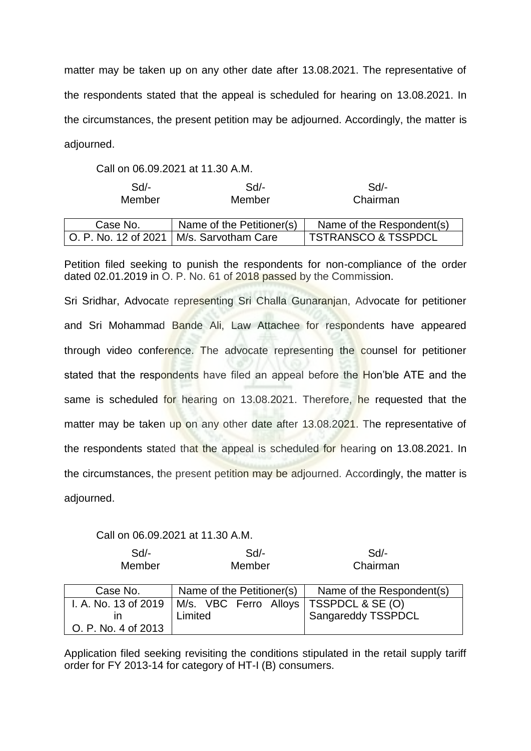matter may be taken up on any other date after 13.08.2021. The representative of the respondents stated that the appeal is scheduled for hearing on 13.08.2021. In the circumstances, the present petition may be adjourned. Accordingly, the matter is adjourned.

Call on 06.09.2021 at 11.30 A.M.

| Sd/- | Sd/- | Sd/- |
|---|---|---|
| Member | Member | Chairman |

| Case No. | Name of the Petitioner(s) | Name of the Respondent(s) |
|---|---|---|
| O. P. No. 12 of 2021 | M/s. Sarvotham Care | TSTRANSCO & TSSPDCL |

Petition filed seeking to punish the respondents for non-compliance of the order dated 02.01.2019 in O. P. No. 61 of 2018 passed by the Commission.

Sri Sridhar, Advocate representing Sri Challa Gunaranjan, Advocate for petitioner and Sri Mohammad Bande Ali, Law Attachee for respondents have appeared through video conference. The advocate representing the counsel for petitioner stated that the respondents have filed an appeal before the Hon'ble ATE and the same is scheduled for hearing on 13.08.2021. Therefore, he requested that the matter may be taken up on any other date after 13.08.2021. The representative of the respondents stated that the appeal is scheduled for hearing on 13.08.2021. In the circumstances, the present petition may be adjourned. Accordingly, the matter is adjourned.

Call on 06.09.2021 at 11.30 A.M.

| Sd/- | Sd/- | Sd/- |
|---|---|---|
| Member | Member | Chairman |

| Case No. | Name of the Petitioner(s) | Name of the Respondent(s) |
|---|---|---|
| I. A. No. 13 of 2019 in O. P. No. 4 of 2013 | M/s. VBC Ferro Alloys Limited | TSSPDCL & SE (O) Sangareddy TSSPDCL |

Application filed seeking revisiting the conditions stipulated in the retail supply tariff order for FY 2013-14 for category of HT-I (B) consumers.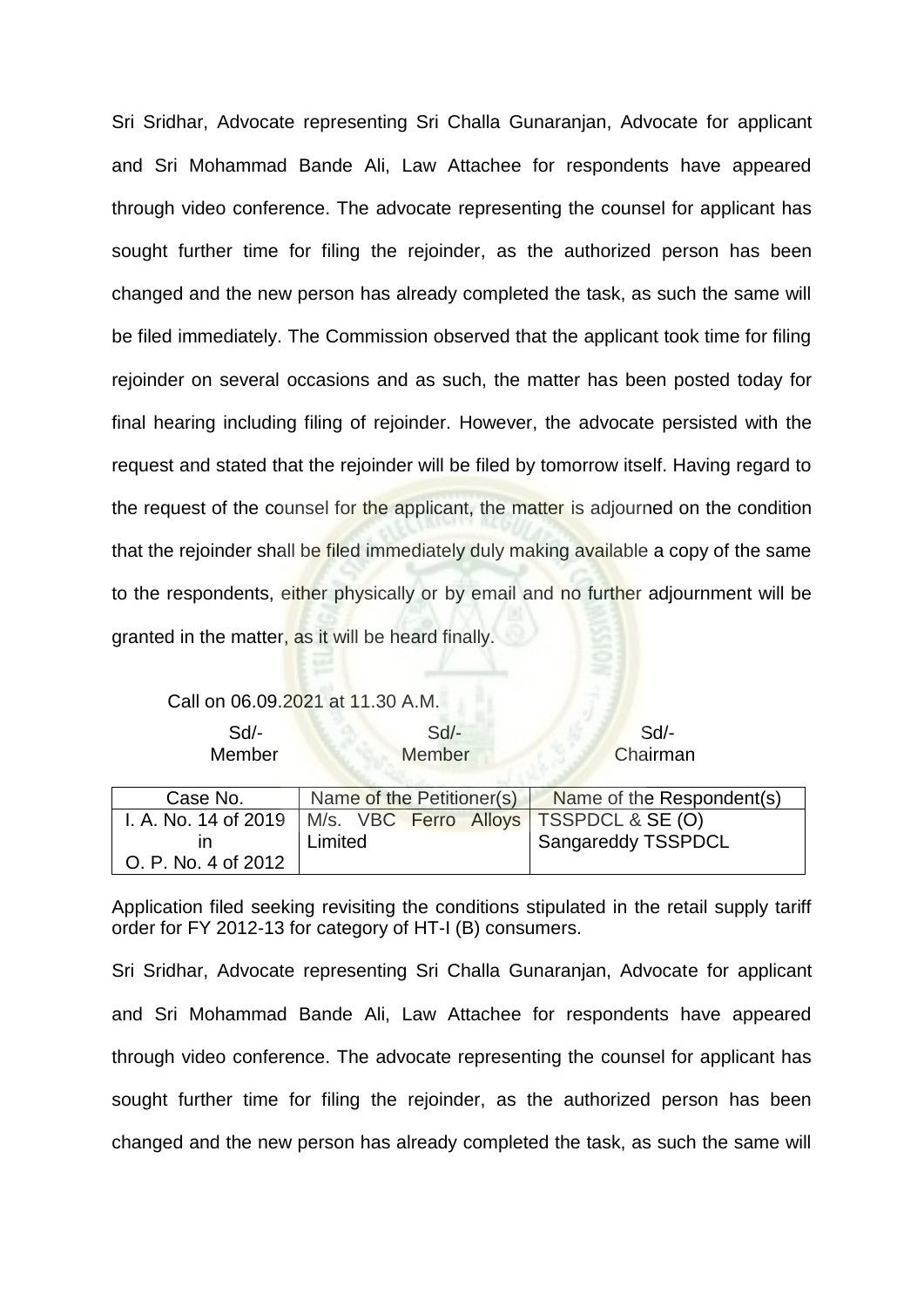Sri Sridhar, Advocate representing Sri Challa Gunaranjan, Advocate for applicant and Sri Mohammad Bande Ali, Law Attachee for respondents have appeared through video conference. The advocate representing the counsel for applicant has sought further time for filing the rejoinder, as the authorized person has been changed and the new person has already completed the task, as such the same will be filed immediately. The Commission observed that the applicant took time for filing rejoinder on several occasions and as such, the matter has been posted today for final hearing including filing of rejoinder. However, the advocate persisted with the request and stated that the rejoinder will be filed by tomorrow itself. Having regard to the request of the counsel for the applicant, the matter is adjourned on the condition that the rejoinder shall be filed immediately duly making available a copy of the same to the respondents, either physically or by email and no further adjournment will be granted in the matter, as it will be heard finally.

Call on 06.09.2021 at 11.30 A.M.

| Sd/- Member | Sd/- Member | Sd/- Chairman |
|---|---|---|

| Case No. | Name of the Petitioner(s) | Name of the Respondent(s) |
|---|---|---|
| I. A. No. 14 of 2019 in O. P. No. 4 of 2012 | M/s. VBC Ferro Alloys Limited | TSSPDCL & SE (O) Sangareddy TSSPDCL |

Application filed seeking revisiting the conditions stipulated in the retail supply tariff order for FY 2012-13 for category of HT-I (B) consumers.

Sri Sridhar, Advocate representing Sri Challa Gunaranjan, Advocate for applicant and Sri Mohammad Bande Ali, Law Attachee for respondents have appeared through video conference. The advocate representing the counsel for applicant has sought further time for filing the rejoinder, as the authorized person has been changed and the new person has already completed the task, as such the same will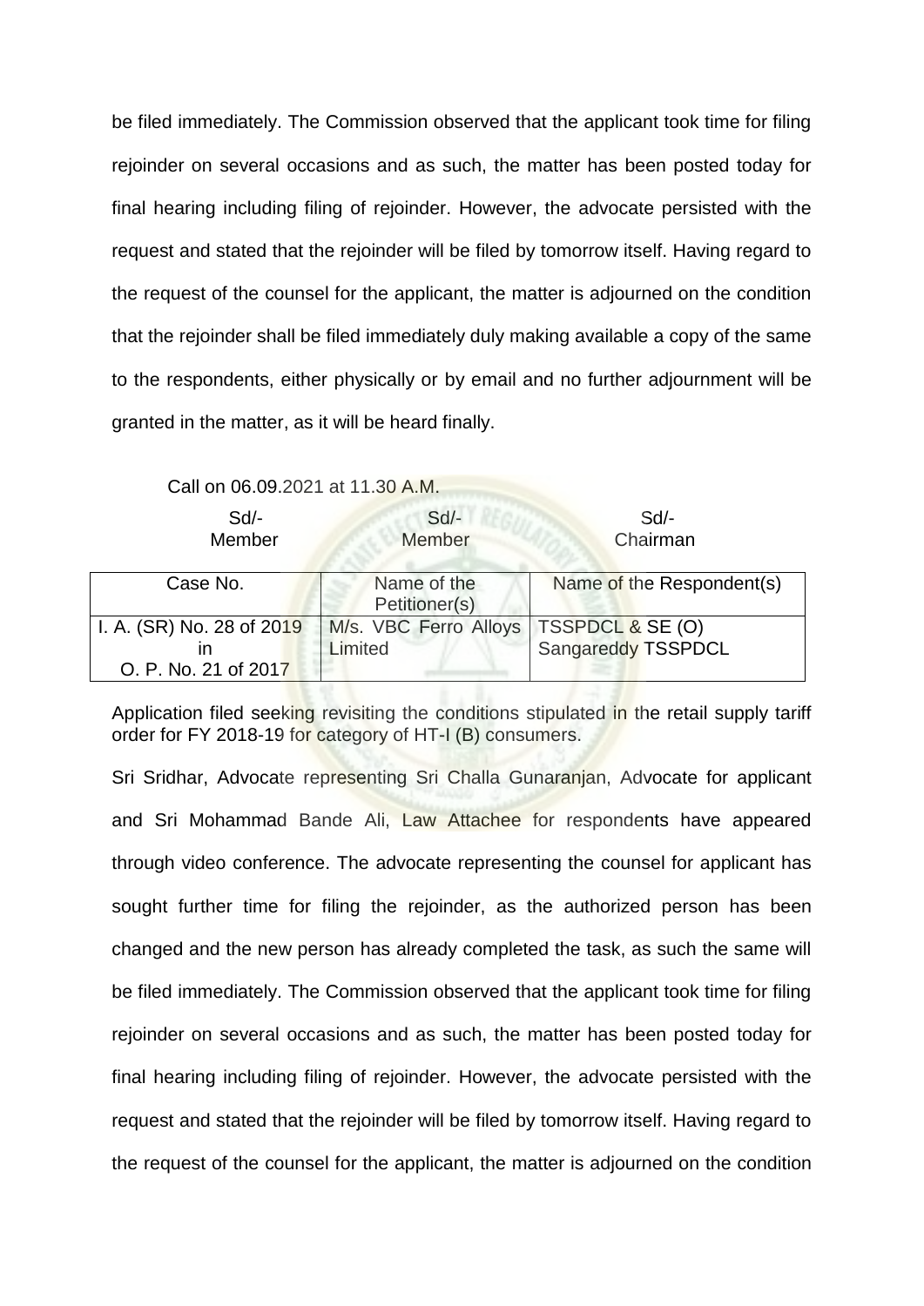be filed immediately. The Commission observed that the applicant took time for filing rejoinder on several occasions and as such, the matter has been posted today for final hearing including filing of rejoinder. However, the advocate persisted with the request and stated that the rejoinder will be filed by tomorrow itself. Having regard to the request of the counsel for the applicant, the matter is adjourned on the condition that the rejoinder shall be filed immediately duly making available a copy of the same to the respondents, either physically or by email and no further adjournment will be granted in the matter, as it will be heard finally.

Call on 06.09.2021 at 11.30 A.M.

| Sd/- Member | Sd/- Member | Sd/- Chairman |
|---|---|---|

| Case No. | Name of the Petitioner(s) | Name of the Respondent(s) |
|---|---|---|
| I. A. (SR) No. 28 of 2019 in O. P. No. 21 of 2017 | M/s. VBC Ferro Alloys Limited | TSSPDCL & SE (O) Sangareddy TSSPDCL |

Application filed seeking revisiting the conditions stipulated in the retail supply tariff order for FY 2018-19 for category of HT-I (B) consumers.

Sri Sridhar, Advocate representing Sri Challa Gunaranjan, Advocate for applicant and Sri Mohammad Bande Ali, Law Attachee for respondents have appeared through video conference. The advocate representing the counsel for applicant has sought further time for filing the rejoinder, as the authorized person has been changed and the new person has already completed the task, as such the same will be filed immediately. The Commission observed that the applicant took time for filing rejoinder on several occasions and as such, the matter has been posted today for final hearing including filing of rejoinder. However, the advocate persisted with the request and stated that the rejoinder will be filed by tomorrow itself. Having regard to the request of the counsel for the applicant, the matter is adjourned on the condition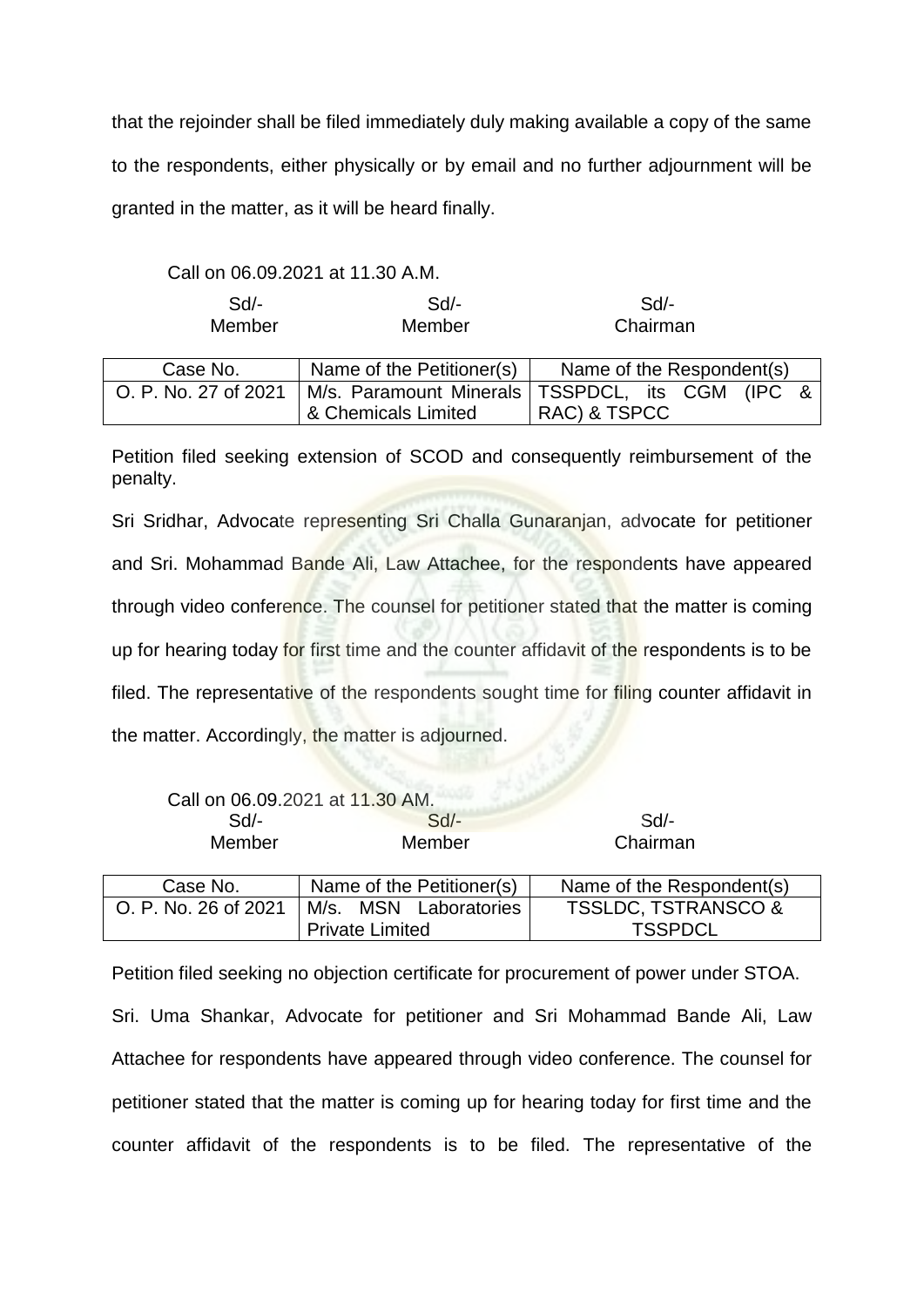that the rejoinder shall be filed immediately duly making available a copy of the same to the respondents, either physically or by email and no further adjournment will be granted in the matter, as it will be heard finally.

Call on 06.09.2021 at 11.30 A.M.

| Sd/- | Sd/- | Sd/- |
|---|---|---|
| Member | Member | Chairman |

| Case No. | Name of the Petitioner(s) | Name of the Respondent(s) |
|---|---|---|
| O. P. No. 27 of 2021 | M/s. Paramount Minerals & Chemicals Limited | TSSPDCL, its CGM (IPC & RAC) & TSPCC |

Petition filed seeking extension of SCOD and consequently reimbursement of the penalty.

Sri Sridhar, Advocate representing Sri Challa Gunaranjan, advocate for petitioner and Sri. Mohammad Bande Ali, Law Attachee, for the respondents have appeared through video conference. The counsel for petitioner stated that the matter is coming up for hearing today for first time and the counter affidavit of the respondents is to be filed. The representative of the respondents sought time for filing counter affidavit in the matter. Accordingly, the matter is adjourned.

Call on 06.09.2021 at 11.30 AM.

| Sd/- | Sd/- | Sd/- |
|---|---|---|
| Member | Member | Chairman |

| Case No. | Name of the Petitioner(s) | Name of the Respondent(s) |
|---|---|---|
| O. P. No. 26 of 2021 | M/s. MSN Laboratories Private Limited | TSSLDC, TSTRANSCO & TSSPDCL |

Petition filed seeking no objection certificate for procurement of power under STOA.

Sri. Uma Shankar, Advocate for petitioner and Sri Mohammad Bande Ali, Law Attachee for respondents have appeared through video conference. The counsel for petitioner stated that the matter is coming up for hearing today for first time and the counter affidavit of the respondents is to be filed. The representative of the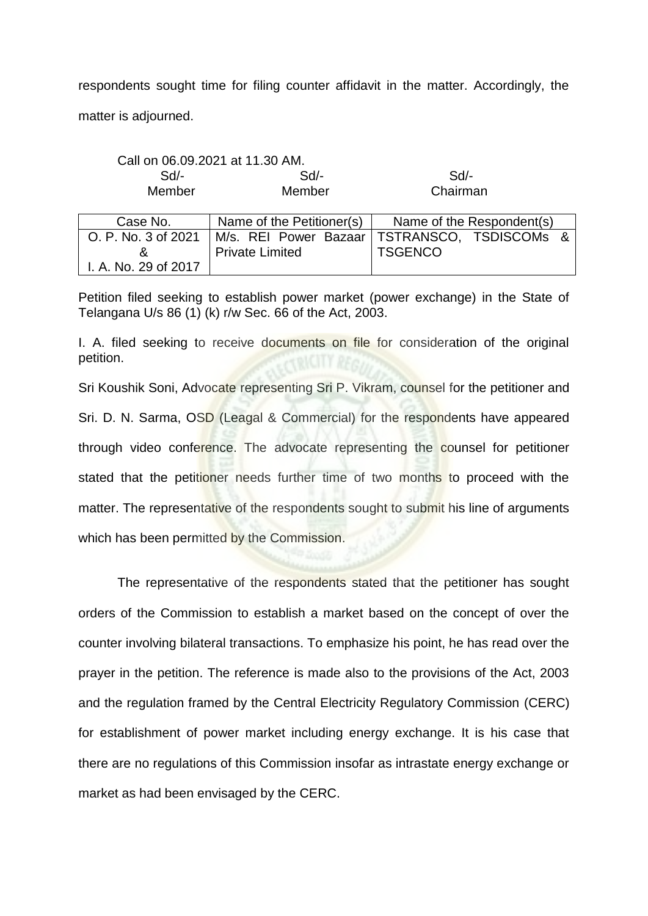respondents sought time for filing counter affidavit in the matter. Accordingly, the matter is adjourned.

Call on 06.09.2021 at 11.30 AM.

| Sd/- | Sd/- | Sd/- |
|---|---|---|
| Member | Member | Chairman |

| Case No. | Name of the Petitioner(s) | Name of the Respondent(s) |
|---|---|---|
| O. P. No. 3 of 2021 & I. A. No. 29 of 2017 | M/s. REI Power Bazaar Private Limited | TSTRANSCO, TSDISCOMs & TSGENCO |

Petition filed seeking to establish power market (power exchange) in the State of Telangana U/s 86 (1) (k) r/w Sec. 66 of the Act, 2003.

I. A. filed seeking to receive documents on file for consideration of the original petition.

Sri Koushik Soni, Advocate representing Sri P. Vikram, counsel for the petitioner and Sri. D. N. Sarma, OSD (Leagal & Commercial) for the respondents have appeared through video conference. The advocate representing the counsel for petitioner stated that the petitioner needs further time of two months to proceed with the matter. The representative of the respondents sought to submit his line of arguments which has been permitted by the Commission.

The representative of the respondents stated that the petitioner has sought orders of the Commission to establish a market based on the concept of over the counter involving bilateral transactions. To emphasize his point, he has read over the prayer in the petition. The reference is made also to the provisions of the Act, 2003 and the regulation framed by the Central Electricity Regulatory Commission (CERC) for establishment of power market including energy exchange. It is his case that there are no regulations of this Commission insofar as intrastate energy exchange or market as had been envisaged by the CERC.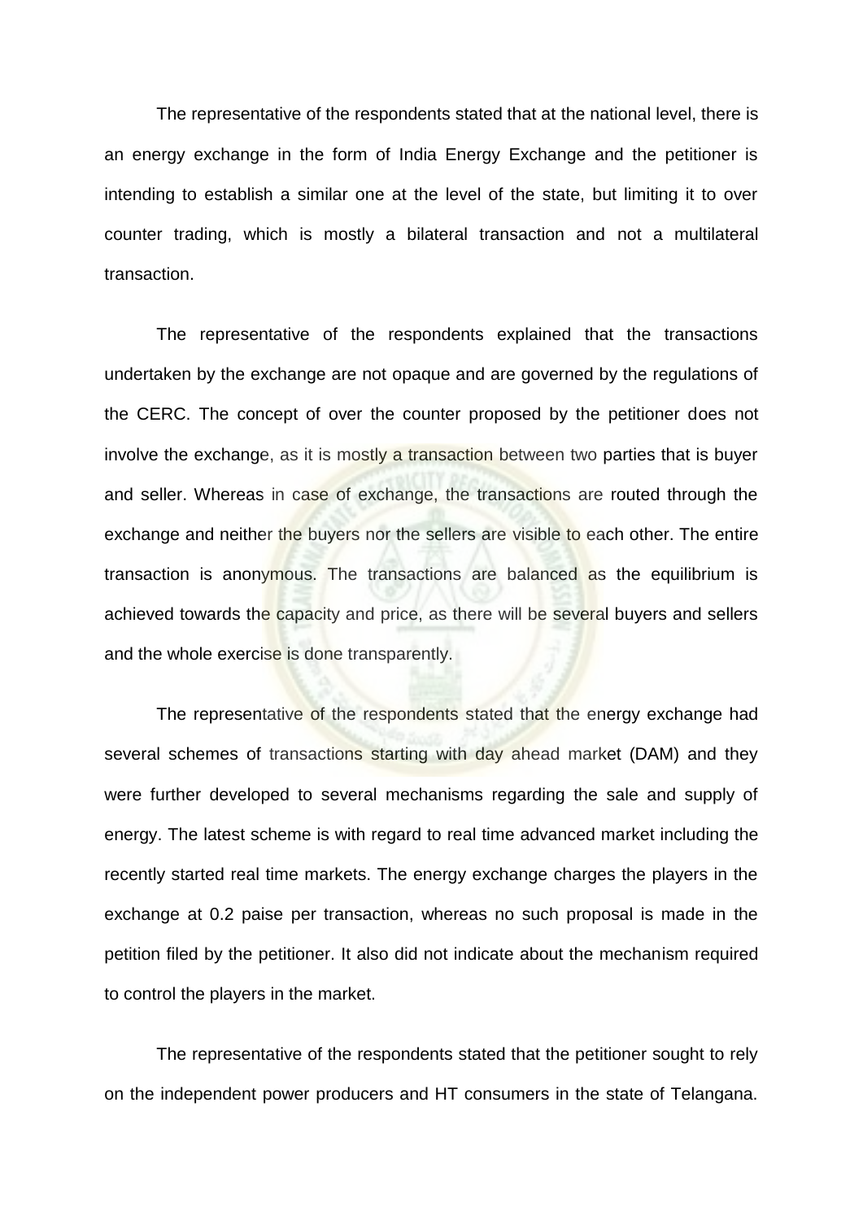The representative of the respondents stated that at the national level, there is an energy exchange in the form of India Energy Exchange and the petitioner is intending to establish a similar one at the level of the state, but limiting it to over counter trading, which is mostly a bilateral transaction and not a multilateral transaction.

The representative of the respondents explained that the transactions undertaken by the exchange are not opaque and are governed by the regulations of the CERC. The concept of over the counter proposed by the petitioner does not involve the exchange, as it is mostly a transaction between two parties that is buyer and seller. Whereas in case of exchange, the transactions are routed through the exchange and neither the buyers nor the sellers are visible to each other. The entire transaction is anonymous. The transactions are balanced as the equilibrium is achieved towards the capacity and price, as there will be several buyers and sellers and the whole exercise is done transparently.

The representative of the respondents stated that the energy exchange had several schemes of transactions starting with day ahead market (DAM) and they were further developed to several mechanisms regarding the sale and supply of energy. The latest scheme is with regard to real time advanced market including the recently started real time markets. The energy exchange charges the players in the exchange at 0.2 paise per transaction, whereas no such proposal is made in the petition filed by the petitioner. It also did not indicate about the mechanism required to control the players in the market.

The representative of the respondents stated that the petitioner sought to rely on the independent power producers and HT consumers in the state of Telangana.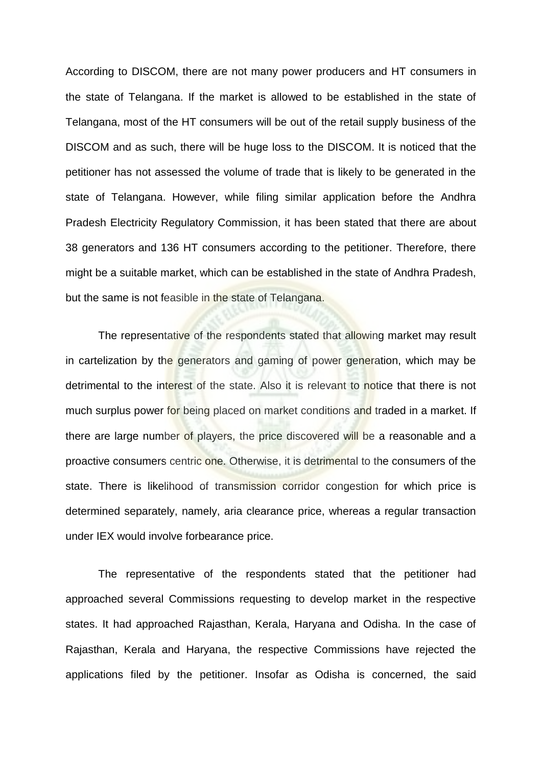According to DISCOM, there are not many power producers and HT consumers in the state of Telangana. If the market is allowed to be established in the state of Telangana, most of the HT consumers will be out of the retail supply business of the DISCOM and as such, there will be huge loss to the DISCOM. It is noticed that the petitioner has not assessed the volume of trade that is likely to be generated in the state of Telangana. However, while filing similar application before the Andhra Pradesh Electricity Regulatory Commission, it has been stated that there are about 38 generators and 136 HT consumers according to the petitioner. Therefore, there might be a suitable market, which can be established in the state of Andhra Pradesh, but the same is not feasible in the state of Telangana.

The representative of the respondents stated that allowing market may result in cartelization by the generators and gaming of power generation, which may be detrimental to the interest of the state. Also it is relevant to notice that there is not much surplus power for being placed on market conditions and traded in a market. If there are large number of players, the price discovered will be a reasonable and a proactive consumers centric one. Otherwise, it is detrimental to the consumers of the state. There is likelihood of transmission corridor congestion for which price is determined separately, namely, aria clearance price, whereas a regular transaction under IEX would involve forbearance price.

The representative of the respondents stated that the petitioner had approached several Commissions requesting to develop market in the respective states. It had approached Rajasthan, Kerala, Haryana and Odisha. In the case of Rajasthan, Kerala and Haryana, the respective Commissions have rejected the applications filed by the petitioner. Insofar as Odisha is concerned, the said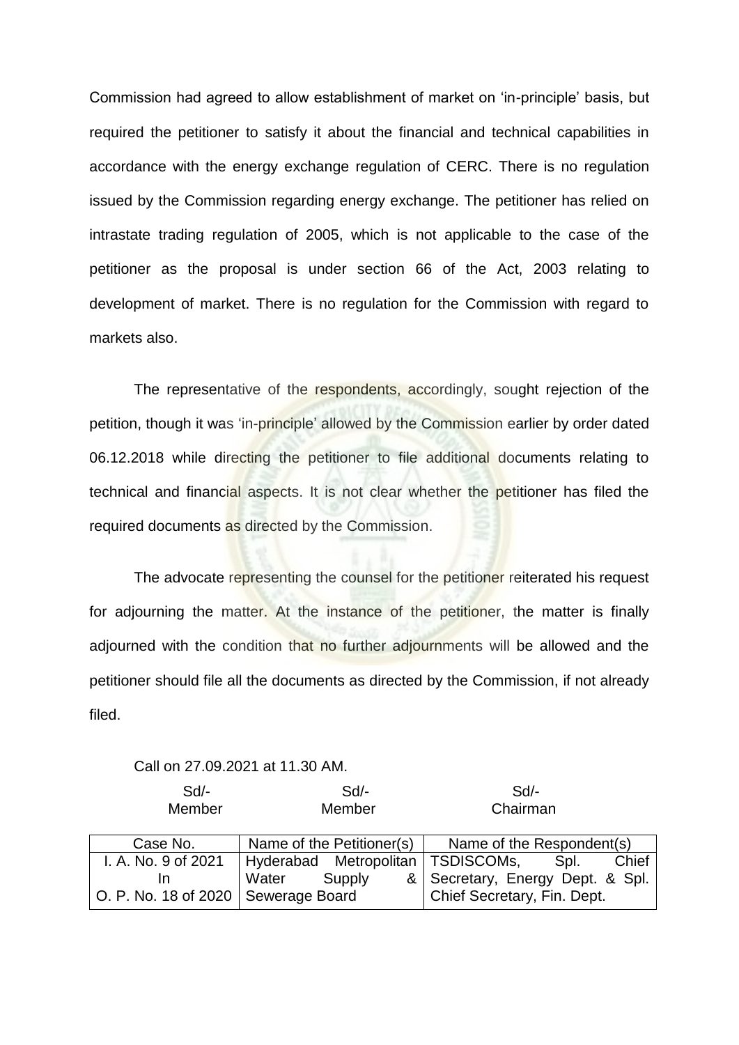Commission had agreed to allow establishment of market on 'in-principle' basis, but required the petitioner to satisfy it about the financial and technical capabilities in accordance with the energy exchange regulation of CERC. There is no regulation issued by the Commission regarding energy exchange. The petitioner has relied on intrastate trading regulation of 2005, which is not applicable to the case of the petitioner as the proposal is under section 66 of the Act, 2003 relating to development of market. There is no regulation for the Commission with regard to markets also.

The representative of the respondents, accordingly, sought rejection of the petition, though it was 'in-principle' allowed by the Commission earlier by order dated 06.12.2018 while directing the petitioner to file additional documents relating to technical and financial aspects. It is not clear whether the petitioner has filed the required documents as directed by the Commission.

The advocate representing the counsel for the petitioner reiterated his request for adjourning the matter. At the instance of the petitioner, the matter is finally adjourned with the condition that no further adjournments will be allowed and the petitioner should file all the documents as directed by the Commission, if not already filed.

Call on 27.09.2021 at 11.30 AM.

| Sd/- | Sd/- | Sd/- |
|---|---|---|
| Member | Member | Chairman |

| Case No. | Name of the Petitioner(s) | Name of the Respondent(s) |
|---|---|---|
| I. A. No. 9 of 2021 In O. P. No. 18 of 2020 | Hyderabad Metropolitan Water Supply & Sewerage Board | TSDISCOMs, Spl. Chief Secretary, Energy Dept. & Spl. Chief Secretary, Fin. Dept. |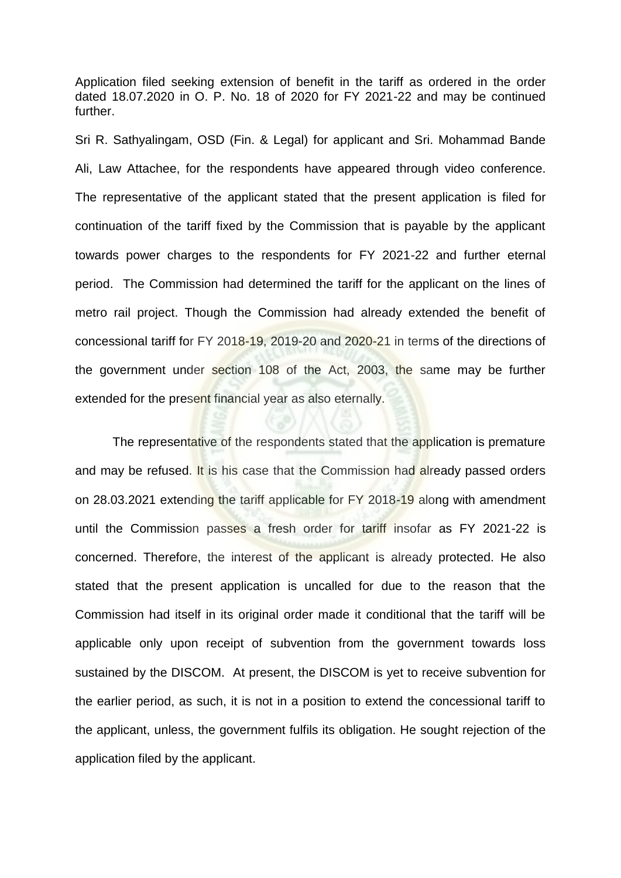Application filed seeking extension of benefit in the tariff as ordered in the order dated 18.07.2020 in O. P. No. 18 of 2020 for FY 2021-22 and may be continued further.

Sri R. Sathyalingam, OSD (Fin. & Legal) for applicant and Sri. Mohammad Bande Ali, Law Attachee, for the respondents have appeared through video conference. The representative of the applicant stated that the present application is filed for continuation of the tariff fixed by the Commission that is payable by the applicant towards power charges to the respondents for FY 2021-22 and further eternal period. The Commission had determined the tariff for the applicant on the lines of metro rail project. Though the Commission had already extended the benefit of concessional tariff for FY 2018-19, 2019-20 and 2020-21 in terms of the directions of the government under section 108 of the Act, 2003, the same may be further extended for the present financial year as also eternally.

The representative of the respondents stated that the application is premature and may be refused. It is his case that the Commission had already passed orders on 28.03.2021 extending the tariff applicable for FY 2018-19 along with amendment until the Commission passes a fresh order for tariff insofar as FY 2021-22 is concerned. Therefore, the interest of the applicant is already protected. He also stated that the present application is uncalled for due to the reason that the Commission had itself in its original order made it conditional that the tariff will be applicable only upon receipt of subvention from the government towards loss sustained by the DISCOM. At present, the DISCOM is yet to receive subvention for the earlier period, as such, it is not in a position to extend the concessional tariff to the applicant, unless, the government fulfils its obligation. He sought rejection of the application filed by the applicant.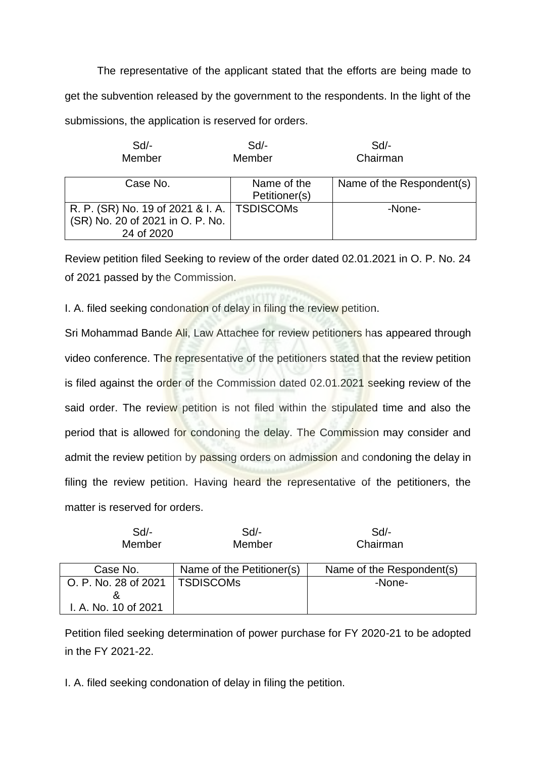The representative of the applicant stated that the efforts are being made to get the subvention released by the government to the respondents. In the light of the submissions, the application is reserved for orders.

| Sd/- | Sd/- | Sd/- |
|---|---|---|
| Member | Member | Chairman |

| Case No. | Name of the Petitioner(s) | Name of the Respondent(s) |
|---|---|---|
| R. P. (SR) No. 19 of 2021 & I. A. (SR) No. 20 of 2021 in O. P. No. 24 of 2020 | TSDISCOMs | -None- |

Review petition filed Seeking to review of the order dated 02.01.2021 in O. P. No. 24 of 2021 passed by the Commission.

I. A. filed seeking condonation of delay in filing the review petition.

Sri Mohammad Bande Ali, Law Attachee for review petitioners has appeared through video conference. The representative of the petitioners stated that the review petition is filed against the order of the Commission dated 02.01.2021 seeking review of the said order. The review petition is not filed within the stipulated time and also the period that is allowed for condoning the delay. The Commission may consider and admit the review petition by passing orders on admission and condoning the delay in filing the review petition. Having heard the representative of the petitioners, the matter is reserved for orders.

| Sd/- | Sd/- | Sd/- |
|---|---|---|
| Member | Member | Chairman |

| Case No. | Name of the Petitioner(s) | Name of the Respondent(s) |
|---|---|---|
| O. P. No. 28 of 2021 & I. A. No. 10 of 2021 | TSDISCOMs | -None- |

Petition filed seeking determination of power purchase for FY 2020-21 to be adopted in the FY 2021-22.

I. A. filed seeking condonation of delay in filing the petition.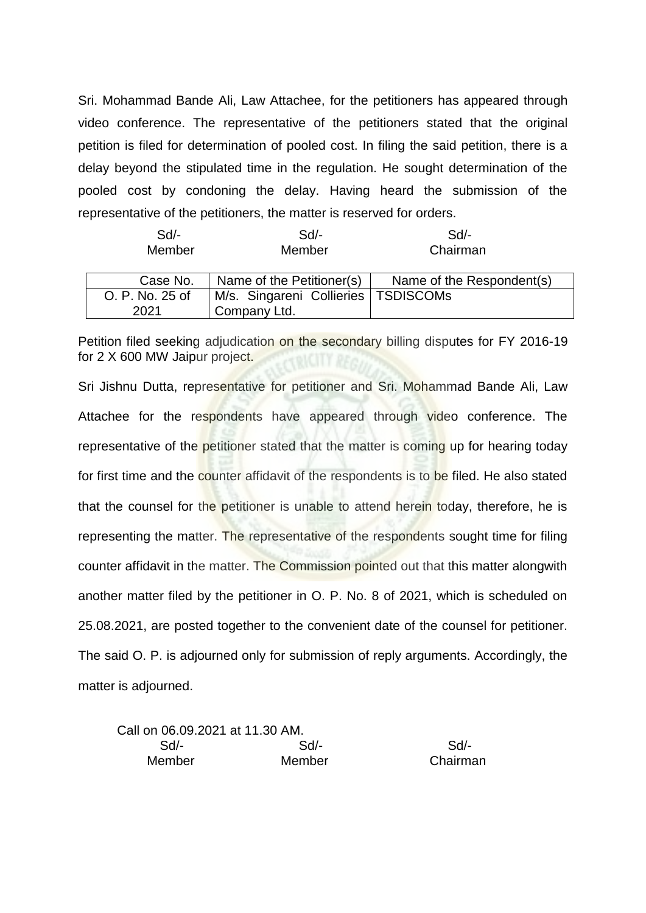Sri. Mohammad Bande Ali, Law Attachee, for the petitioners has appeared through video conference. The representative of the petitioners stated that the original petition is filed for determination of pooled cost. In filing the said petition, there is a delay beyond the stipulated time in the regulation. He sought determination of the pooled cost by condoning the delay. Having heard the submission of the representative of the petitioners, the matter is reserved for orders.

| Sd/- | Sd/- | Sd/- |
|---|---|---|
| Member | Member | Chairman |

| Case No. | Name of the Petitioner(s) | Name of the Respondent(s) |
|---|---|---|
| O. P. No. 25 of 2021 | M/s. Singareni Collieries Company Ltd. | TSDISCOMs |

Petition filed seeking adjudication on the secondary billing disputes for FY 2016-19 for 2 X 600 MW Jaipur project.

Sri Jishnu Dutta, representative for petitioner and Sri. Mohammad Bande Ali, Law Attachee for the respondents have appeared through video conference. The representative of the petitioner stated that the matter is coming up for hearing today for first time and the counter affidavit of the respondents is to be filed. He also stated that the counsel for the petitioner is unable to attend herein today, therefore, he is representing the matter. The representative of the respondents sought time for filing counter affidavit in the matter. The Commission pointed out that this matter alongwith another matter filed by the petitioner in O. P. No. 8 of 2021, which is scheduled on 25.08.2021, are posted together to the convenient date of the counsel for petitioner. The said O. P. is adjourned only for submission of reply arguments. Accordingly, the matter is adjourned.

Call on 06.09.2021 at 11.30 AM.

| Sd/- | Sd/- | Sd/- |
|---|---|---|
| Member | Member | Chairman |